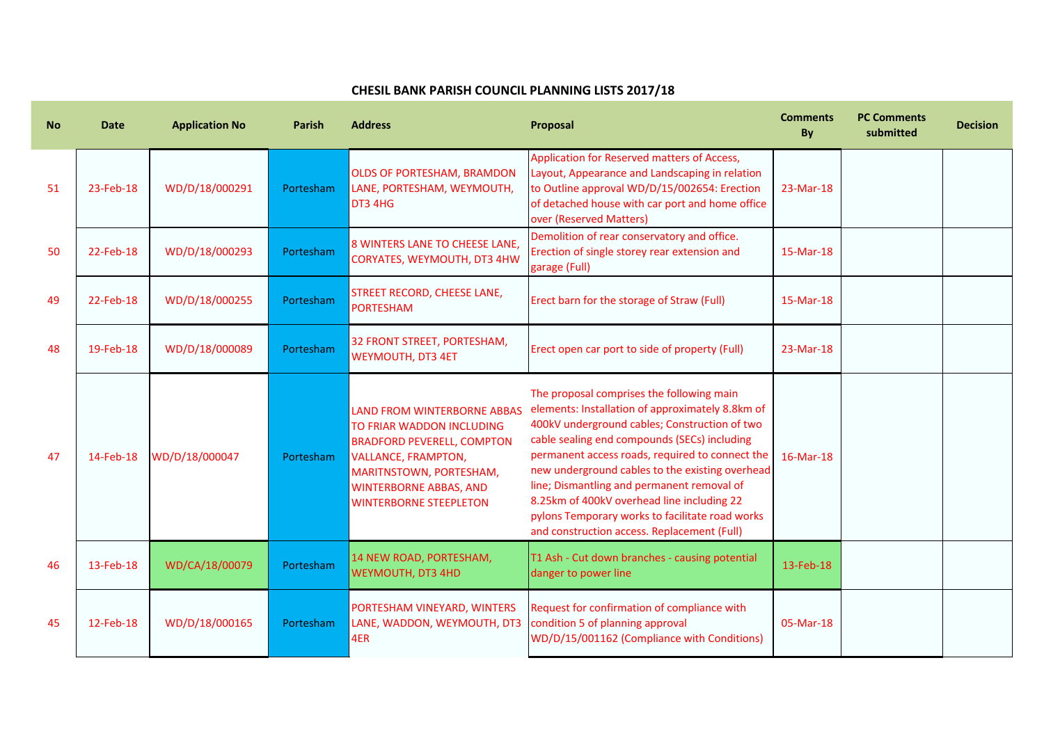# CHESIL BANK PARISH COUNCIL PLANNING LISTS 2017/18

| No | Date | Application No | Parish | Address | Proposal | Comments By | PC Comments submitted | Decision |
|---|---|---|---|---|---|---|---|---|
| 51 | 23-Feb-18 | WD/D/18/000291 | Portesham | OLDS OF PORTESHAM, BRAMDON LANE, PORTESHAM, WEYMOUTH, DT3 4HG | Application for Reserved matters of Access, Layout, Appearance and Landscaping in relation to Outline approval WD/D/15/002654: Erection of detached house with car port and home office over (Reserved Matters) | 23-Mar-18 | | |
| 50 | 22-Feb-18 | WD/D/18/000293 | Portesham | 8 WINTERS LANE TO CHEESE LANE, CORYATES, WEYMOUTH, DT3 4HW | Demolition of rear conservatory and office. Erection of single storey rear extension and garage (Full) | 15-Mar-18 | | |
| 49 | 22-Feb-18 | WD/D/18/000255 | Portesham | STREET RECORD, CHEESE LANE, PORTESHAM | Erect barn for the storage of Straw (Full) | 15-Mar-18 | | |
| 48 | 19-Feb-18 | WD/D/18/000089 | Portesham | 32 FRONT STREET, PORTESHAM, WEYMOUTH, DT3 4ET | Erect open car port to side of property (Full) | 23-Mar-18 | | |
| 47 | 14-Feb-18 | WD/D/18/000047 | Portesham | LAND FROM WINTERBORNE ABBAS TO FRIAR WADDON INCLUDING BRADFORD PEVERELL, COMPTON VALLANCE, FRAMPTON, MARITNSTOWN, PORTESHAM, WINTERBORNE ABBAS, AND WINTERBORNE STEEPLETON | The proposal comprises the following main elements: Installation of approximately 8.8km of 400kV underground cables; Construction of two cable sealing end compounds (SECs) including permanent access roads, required to connect the new underground cables to the existing overhead line; Dismantling and permanent removal of 8.25km of 400kV overhead line including 22 pylons Temporary works to facilitate road works and construction access. Replacement (Full) | 16-Mar-18 | | |
| 46 | 13-Feb-18 | WD/CA/18/00079 | Portesham | 14 NEW ROAD, PORTESHAM, WEYMOUTH, DT3 4HD | T1 Ash - Cut down branches - causing potential danger to power line | 13-Feb-18 | | |
| 45 | 12-Feb-18 | WD/D/18/000165 | Portesham | PORTESHAM VINEYARD, WINTERS LANE, WADDON, WEYMOUTH, DT3 4ER | Request for confirmation of compliance with condition 5 of planning approval WD/D/15/001162 (Compliance with Conditions) | 05-Mar-18 | | |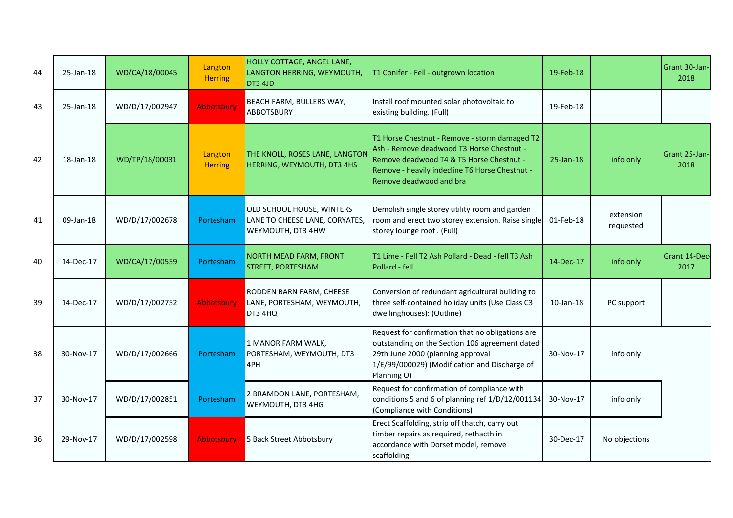| | | | | | | | | |
|---|---|---|---|---|---|---|---|---|
| 44 | 25-Jan-18 | WD/CA/18/00045 | Langton Herring | HOLLY COTTAGE, ANGEL LANE, LANGTON HERRING, WEYMOUTH, DT3 4JD | T1 Conifer - Fell - outgrown location | 19-Feb-18 | | Grant 30-Jan-2018 |
| 43 | 25-Jan-18 | WD/D/17/002947 | Abbotsbury | BEACH FARM, BULLERS WAY, ABBOTSBURY | Install roof mounted solar photovoltaic to existing building. (Full) | 19-Feb-18 | | |
| 42 | 18-Jan-18 | WD/TP/18/00031 | Langton Herring | THE KNOLL, ROSES LANE, LANGTON HERRING, WEYMOUTH, DT3 4HS | T1 Horse Chestnut - Remove - storm damaged T2 Ash - Remove deadwood T3 Horse Chestnut - Remove deadwood T4 & T5 Horse Chestnut - Remove - heavily indecline T6 Horse Chestnut - Remove deadwood and bra | 25-Jan-18 | info only | Grant 25-Jan-2018 |
| 41 | 09-Jan-18 | WD/D/17/002678 | Portesham | OLD SCHOOL HOUSE, WINTERS LANE TO CHEESE LANE, CORYATES, WEYMOUTH, DT3 4HW | Demolish single storey utility room and garden room and erect two storey extension. Raise single storey lounge roof . (Full) | 01-Feb-18 | extension requested | |
| 40 | 14-Dec-17 | WD/CA/17/00559 | Portesham | NORTH MEAD FARM, FRONT STREET, PORTESHAM | T1 Lime - Fell T2 Ash Pollard - Dead - fell T3 Ash Pollard - fell | 14-Dec-17 | info only | Grant 14-Dec-2017 |
| 39 | 14-Dec-17 | WD/D/17/002752 | Abbotsbury | RODDEN BARN FARM, CHEESE LANE, PORTESHAM, WEYMOUTH, DT3 4HQ | Conversion of redundant agricultural building to three self-contained holiday units (Use Class C3 dwellinghouses): (Outline) | 10-Jan-18 | PC support | |
| 38 | 30-Nov-17 | WD/D/17/002666 | Portesham | 1 MANOR FARM WALK, PORTESHAM, WEYMOUTH, DT3 4PH | Request for confirmation that no obligations are outstanding on the Section 106 agreement dated 29th June 2000 (planning approval 1/E/99/000029) (Modification and Discharge of Planning O) | 30-Nov-17 | info only | |
| 37 | 30-Nov-17 | WD/D/17/002851 | Portesham | 2 BRAMDON LANE, PORTESHAM, WEYMOUTH, DT3 4HG | Request for confirmation of compliance with conditions 5 and 6 of planning ref 1/D/12/001134 (Compliance with Conditions) | 30-Nov-17 | info only | |
| 36 | 29-Nov-17 | WD/D/17/002598 | Abbotsbury | 5 Back Street Abbotsbury | Erect Scaffolding, strip off thatch, carry out timber repairs as required, rethatch in accordance with Dorset model, remove scaffolding | 30-Dec-17 | No objections | |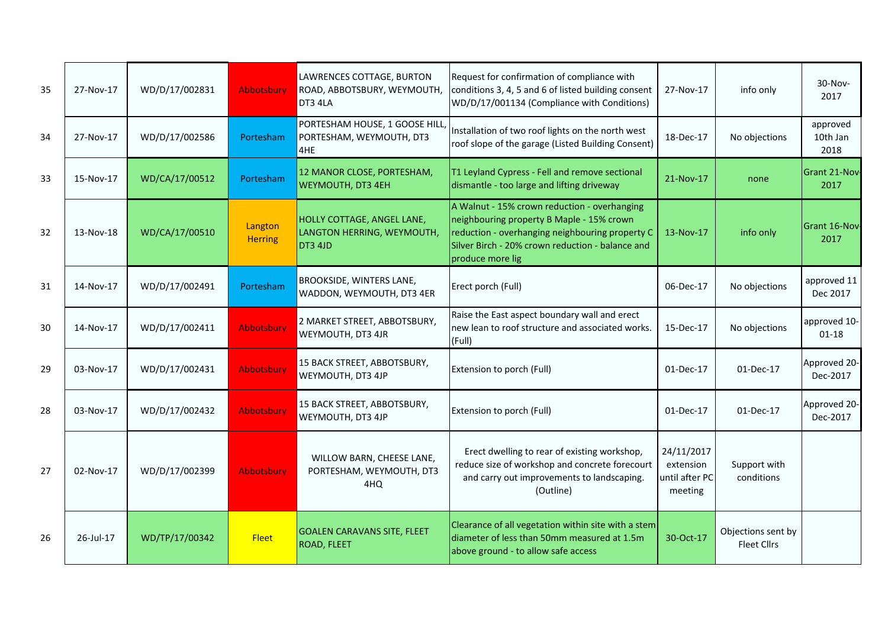| | | | | | | | | |
|---|---|---|---|---|---|---|---|---|
| 35 | 27-Nov-17 | WD/D/17/002831 | Abbotsbury | LAWRENCES COTTAGE, BURTON ROAD, ABBOTSBURY, WEYMOUTH, DT3 4LA | Request for confirmation of compliance with conditions 3, 4, 5 and 6 of listed building consent WD/D/17/001134 (Compliance with Conditions) | 27-Nov-17 | info only | 30-Nov-2017 |
| 34 | 27-Nov-17 | WD/D/17/002586 | Portesham | PORTESHAM HOUSE, 1 GOOSE HILL, PORTESHAM, WEYMOUTH, DT3 4HE | Installation of two roof lights on the north west roof slope of the garage (Listed Building Consent) | 18-Dec-17 | No objections | approved 10th Jan 2018 |
| 33 | 15-Nov-17 | WD/CA/17/00512 | Portesham | 12 MANOR CLOSE, PORTESHAM, WEYMOUTH, DT3 4EH | T1 Leyland Cypress - Fell and remove sectional dismantle - too large and lifting driveway | 21-Nov-17 | none | Grant 21-Nov-2017 |
| 32 | 13-Nov-18 | WD/CA/17/00510 | Langton Herring | HOLLY COTTAGE, ANGEL LANE, LANGTON HERRING, WEYMOUTH, DT3 4JD | A Walnut - 15% crown reduction - overhanging neighbouring property B Maple - 15% crown reduction - overhanging neighbouring property C Silver Birch - 20% crown reduction - balance and produce more lig | 13-Nov-17 | info only | Grant 16-Nov-2017 |
| 31 | 14-Nov-17 | WD/D/17/002491 | Portesham | BROOKSIDE, WINTERS LANE, WADDON, WEYMOUTH, DT3 4ER | Erect porch (Full) | 06-Dec-17 | No objections | approved 11 Dec 2017 |
| 30 | 14-Nov-17 | WD/D/17/002411 | Abbotsbury | 2 MARKET STREET, ABBOTSBURY, WEYMOUTH, DT3 4JR | Raise the East aspect boundary wall and erect new lean to roof structure and associated works. (Full) | 15-Dec-17 | No objections | approved 10-01-18 |
| 29 | 03-Nov-17 | WD/D/17/002431 | Abbotsbury | 15 BACK STREET, ABBOTSBURY, WEYMOUTH, DT3 4JP | Extension to porch (Full) | 01-Dec-17 | 01-Dec-17 | Approved 20-Dec-2017 |
| 28 | 03-Nov-17 | WD/D/17/002432 | Abbotsbury | 15 BACK STREET, ABBOTSBURY, WEYMOUTH, DT3 4JP | Extension to porch (Full) | 01-Dec-17 | 01-Dec-17 | Approved 20-Dec-2017 |
| 27 | 02-Nov-17 | WD/D/17/002399 | Abbotsbury | WILLOW BARN, CHEESE LANE, PORTESHAM, WEYMOUTH, DT3 4HQ | Erect dwelling to rear of existing workshop, reduce size of workshop and concrete forecourt and carry out improvements to landscaping. (Outline) | 24/11/2017 extension until after PC meeting | Support with conditions | |
| 26 | 26-Jul-17 | WD/TP/17/00342 | Fleet | GOALEN CARAVANS SITE, FLEET ROAD, FLEET | Clearance of all vegetation within site with a stem diameter of less than 50mm measured at 1.5m above ground - to allow safe access | 30-Oct-17 | Objections sent by Fleet Cllrs | |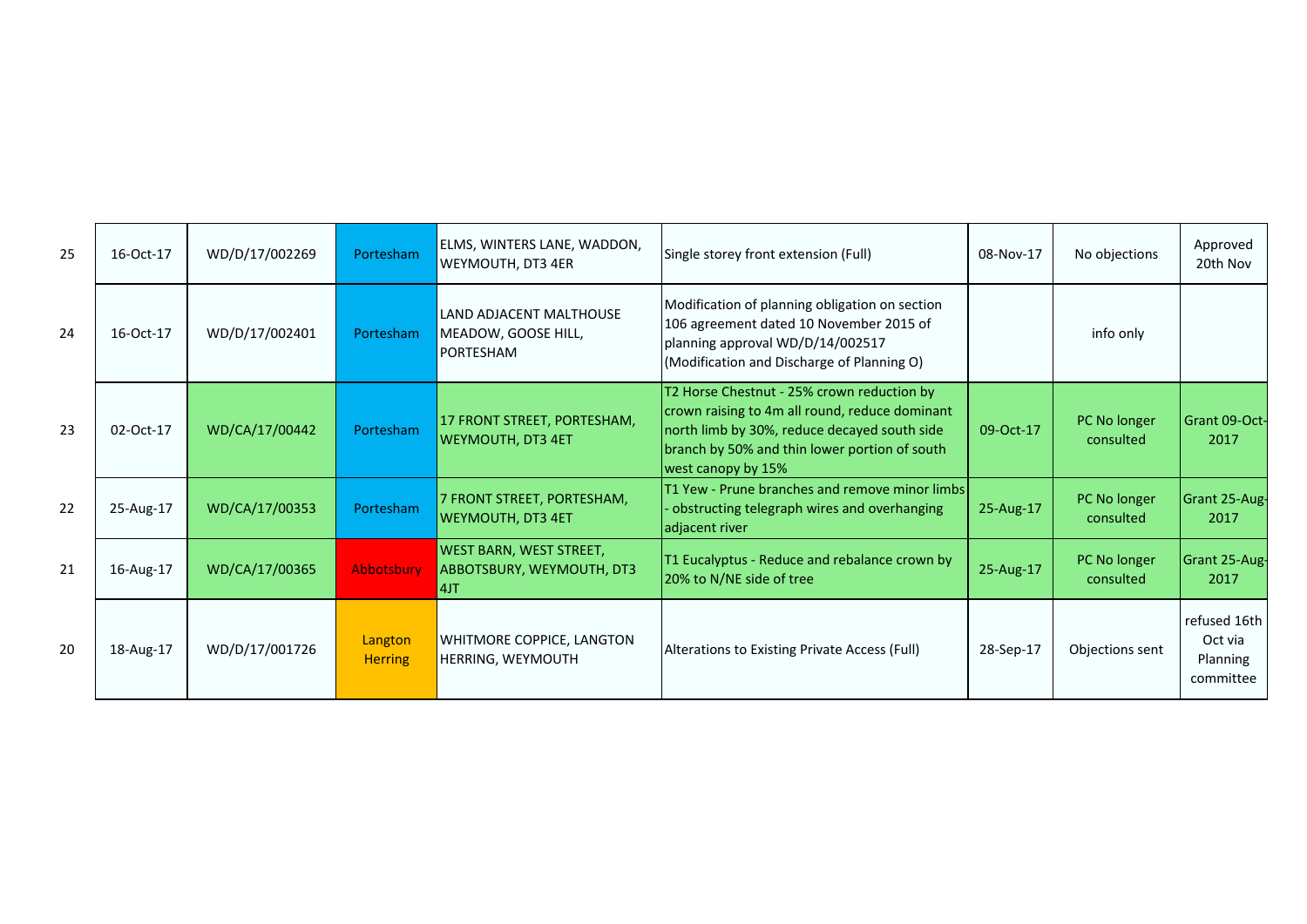| | | | | | | | | |
|---|---|---|---|---|---|---|---|---|
| 25 | 16-Oct-17 | WD/D/17/002269 | Portesham | ELMS, WINTERS LANE, WADDON, WEYMOUTH, DT3 4ER | Single storey front extension (Full) | 08-Nov-17 | No objections | Approved 20th Nov |
| 24 | 16-Oct-17 | WD/D/17/002401 | Portesham | LAND ADJACENT MALTHOUSE MEADOW, GOOSE HILL, PORTESHAM | Modification of planning obligation on section 106 agreement dated 10 November 2015 of planning approval WD/D/14/002517 (Modification and Discharge of Planning O) | | info only | |
| 23 | 02-Oct-17 | WD/CA/17/00442 | Portesham | 17 FRONT STREET, PORTESHAM, WEYMOUTH, DT3 4ET | T2 Horse Chestnut - 25% crown reduction by crown raising to 4m all round, reduce dominant north limb by 30%, reduce decayed south side branch by 50% and thin lower portion of south west canopy by 15% | 09-Oct-17 | PC No longer consulted | Grant 09-Oct-2017 |
| 22 | 25-Aug-17 | WD/CA/17/00353 | Portesham | 7 FRONT STREET, PORTESHAM, WEYMOUTH, DT3 4ET | T1 Yew - Prune branches and remove minor limbs - obstructing telegraph wires and overhanging adjacent river | 25-Aug-17 | PC No longer consulted | Grant 25-Aug-2017 |
| 21 | 16-Aug-17 | WD/CA/17/00365 | Abbotsbury | WEST BARN, WEST STREET, ABBOTSBURY, WEYMOUTH, DT3 4JT | T1 Eucalyptus - Reduce and rebalance crown by 20% to N/NE side of tree | 25-Aug-17 | PC No longer consulted | Grant 25-Aug-2017 |
| 20 | 18-Aug-17 | WD/D/17/001726 | Langton Herring | WHITMORE COPPICE, LANGTON HERRING, WEYMOUTH | Alterations to Existing Private Access (Full) | 28-Sep-17 | Objections sent | refused 16th Oct via Planning committee |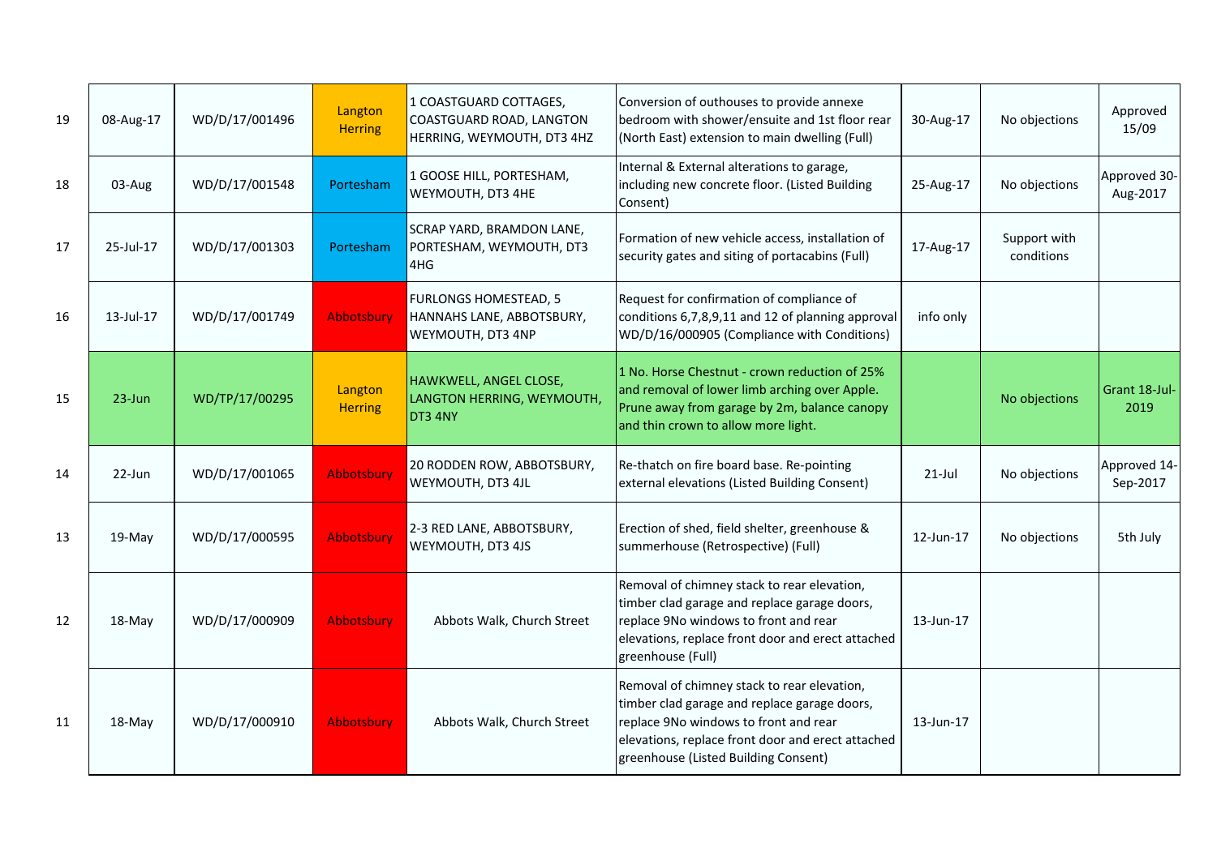| | | | | | | | | |
|---|---|---|---|---|---|---|---|---|
| 19 | 08-Aug-17 | WD/D/17/001496 | Langton Herring | 1 COASTGUARD COTTAGES, COASTGUARD ROAD, LANGTON HERRING, WEYMOUTH, DT3 4HZ | Conversion of outhouses to provide annexe bedroom with shower/ensuite and 1st floor rear (North East) extension to main dwelling (Full) | 30-Aug-17 | No objections | Approved 15/09 |
| 18 | 03-Aug | WD/D/17/001548 | Portesham | 1 GOOSE HILL, PORTESHAM, WEYMOUTH, DT3 4HE | Internal & External alterations to garage, including new concrete floor. (Listed Building Consent) | 25-Aug-17 | No objections | Approved 30-Aug-2017 |
| 17 | 25-Jul-17 | WD/D/17/001303 | Portesham | SCRAP YARD, BRAMDON LANE, PORTESHAM, WEYMOUTH, DT3 4HG | Formation of new vehicle access, installation of security gates and siting of portacabins (Full) | 17-Aug-17 | Support with conditions | |
| 16 | 13-Jul-17 | WD/D/17/001749 | Abbotsbury | FURLONGS HOMESTEAD, 5 HANNAHS LANE, ABBOTSBURY, WEYMOUTH, DT3 4NP | Request for confirmation of compliance of conditions 6,7,8,9,11 and 12 of planning approval WD/D/16/000905 (Compliance with Conditions) | info only | | |
| 15 | 23-Jun | WD/TP/17/00295 | Langton Herring | HAWKWELL, ANGEL CLOSE, LANGTON HERRING, WEYMOUTH, DT3 4NY | 1 No. Horse Chestnut - crown reduction of 25% and removal of lower limb arching over Apple. Prune away from garage by 2m, balance canopy and thin crown to allow more light. | | No objections | Grant 18-Jul-2019 |
| 14 | 22-Jun | WD/D/17/001065 | Abbotsbury | 20 RODDEN ROW, ABBOTSBURY, WEYMOUTH, DT3 4JL | Re-thatch on fire board base. Re-pointing external elevations (Listed Building Consent) | 21-Jul | No objections | Approved 14-Sep-2017 |
| 13 | 19-May | WD/D/17/000595 | Abbotsbury | 2-3 RED LANE, ABBOTSBURY, WEYMOUTH, DT3 4JS | Erection of shed, field shelter, greenhouse & summerhouse (Retrospective) (Full) | 12-Jun-17 | No objections | 5th July |
| 12 | 18-May | WD/D/17/000909 | Abbotsbury | Abbots Walk, Church Street | Removal of chimney stack to rear elevation, timber clad garage and replace garage doors, replace 9No windows to front and rear elevations, replace front door and erect attached greenhouse (Full) | 13-Jun-17 | | |
| 11 | 18-May | WD/D/17/000910 | Abbotsbury | Abbots Walk, Church Street | Removal of chimney stack to rear elevation, timber clad garage and replace garage doors, replace 9No windows to front and rear elevations, replace front door and erect attached greenhouse (Listed Building Consent) | 13-Jun-17 | | |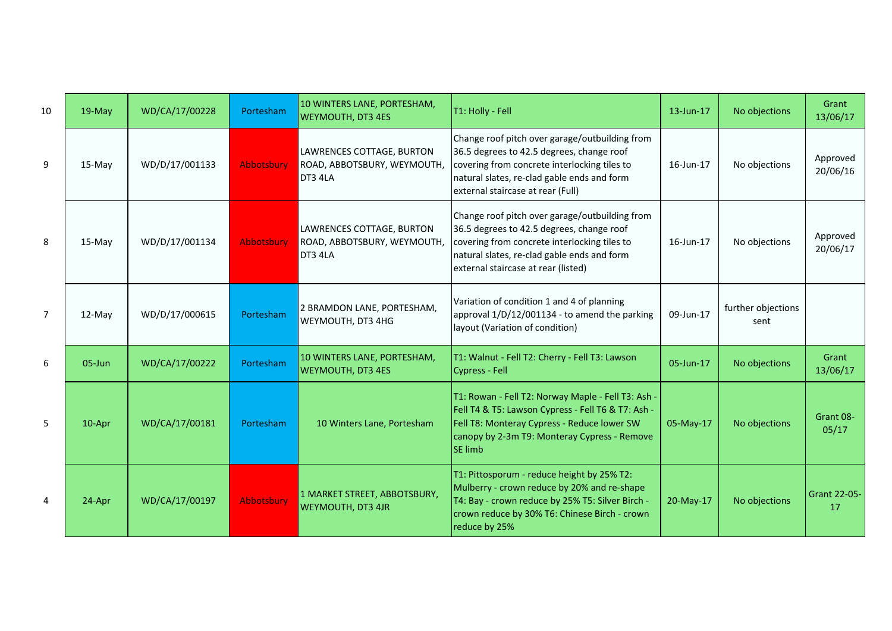| | | | | | | | | |
|---|---|---|---|---|---|---|---|---|
| 10 | 19-May | WD/CA/17/00228 | Portesham | 10 WINTERS LANE, PORTESHAM, WEYMOUTH, DT3 4ES | T1: Holly - Fell | 13-Jun-17 | No objections | Grant 13/06/17 |
| 9 | 15-May | WD/D/17/001133 | Abbotsbury | LAWRENCES COTTAGE, BURTON ROAD, ABBOTSBURY, WEYMOUTH, DT3 4LA | Change roof pitch over garage/outbuilding from 36.5 degrees to 42.5 degrees, change roof covering from concrete interlocking tiles to natural slates, re-clad gable ends and form external staircase at rear (Full) | 16-Jun-17 | No objections | Approved 20/06/16 |
| 8 | 15-May | WD/D/17/001134 | Abbotsbury | LAWRENCES COTTAGE, BURTON ROAD, ABBOTSBURY, WEYMOUTH, DT3 4LA | Change roof pitch over garage/outbuilding from 36.5 degrees to 42.5 degrees, change roof covering from concrete interlocking tiles to natural slates, re-clad gable ends and form external staircase at rear (listed) | 16-Jun-17 | No objections | Approved 20/06/17 |
| 7 | 12-May | WD/D/17/000615 | Portesham | 2 BRAMDON LANE, PORTESHAM, WEYMOUTH, DT3 4HG | Variation of condition 1 and 4 of planning approval 1/D/12/001134 - to amend the parking layout (Variation of condition) | 09-Jun-17 | further objections sent | |
| 6 | 05-Jun | WD/CA/17/00222 | Portesham | 10 WINTERS LANE, PORTESHAM, WEYMOUTH, DT3 4ES | T1: Walnut - Fell T2: Cherry - Fell T3: Lawson Cypress - Fell | 05-Jun-17 | No objections | Grant 13/06/17 |
| 5 | 10-Apr | WD/CA/17/00181 | Portesham | 10 Winters Lane, Portesham | T1: Rowan - Fell T2: Norway Maple - Fell T3: Ash - Fell T4 & T5: Lawson Cypress - Fell T6 & T7: Ash - Fell T8: Monteray Cypress - Reduce lower SW canopy by 2-3m T9: Monteray Cypress - Remove SE limb | 05-May-17 | No objections | Grant 08-05/17 |
| 4 | 24-Apr | WD/CA/17/00197 | Abbotsbury | 1 MARKET STREET, ABBOTSBURY, WEYMOUTH, DT3 4JR | T1: Pittosporum - reduce height by 25% T2: Mulberry - crown reduce by 20% and re-shape T4: Bay - crown reduce by 25% T5: Silver Birch - crown reduce by 30% T6: Chinese Birch - crown reduce by 25% | 20-May-17 | No objections | Grant 22-05-17 |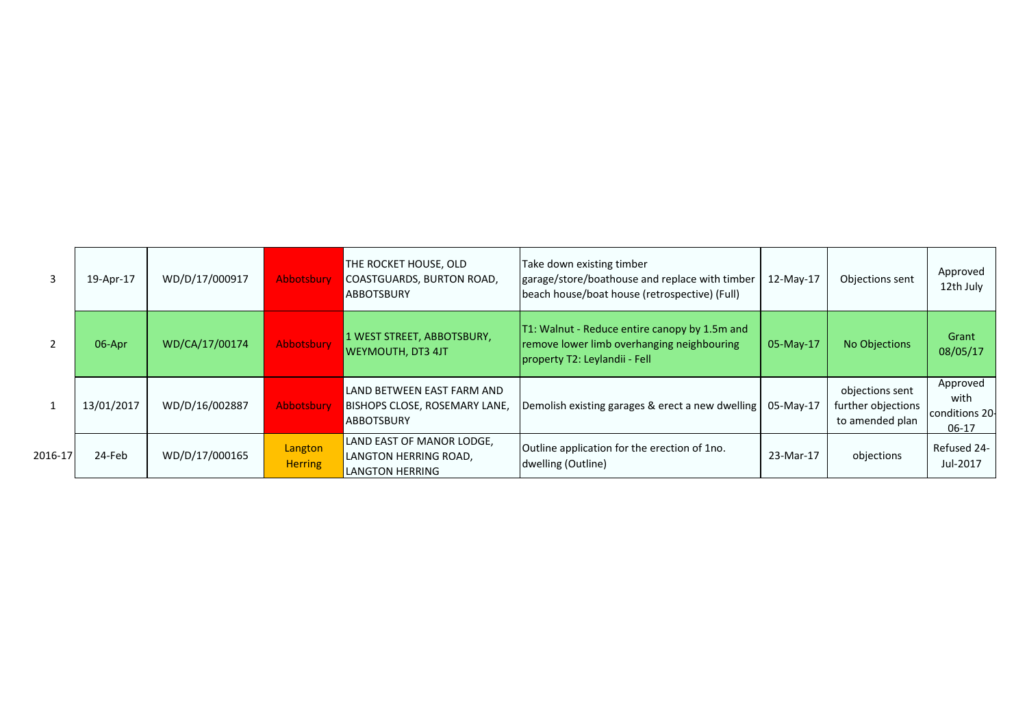| | | | | | | | | |
|---|---|---|---|---|---|---|---|---|
| 3 | 19-Apr-17 | WD/D/17/000917 | Abbotsbury | THE ROCKET HOUSE, OLD COASTGUARDS, BURTON ROAD, ABBOTSBURY | Take down existing timber garage/store/boathouse and replace with timber beach house/boat house (retrospective) (Full) | 12-May-17 | Objections sent | Approved 12th July |
| 2 | 06-Apr | WD/CA/17/00174 | Abbotsbury | 1 WEST STREET, ABBOTSBURY, WEYMOUTH, DT3 4JT | T1: Walnut - Reduce entire canopy by 1.5m and remove lower limb overhanging neighbouring property T2: Leylandii - Fell | 05-May-17 | No Objections | Grant 08/05/17 |
| 1 | 13/01/2017 | WD/D/16/002887 | Abbotsbury | LAND BETWEEN EAST FARM AND BISHOPS CLOSE, ROSEMARY LANE, ABBOTSBURY | Demolish existing garages & erect a new dwelling | 05-May-17 | objections sent further objections to amended plan | Approved with conditions 20-06-17 |
| 2016-17 | 24-Feb | WD/D/17/000165 | Langton Herring | LAND EAST OF MANOR LODGE, LANGTON HERRING ROAD, LANGTON HERRING | Outline application for the erection of 1no. dwelling (Outline) | 23-Mar-17 | objections | Refused 24-Jul-2017 |